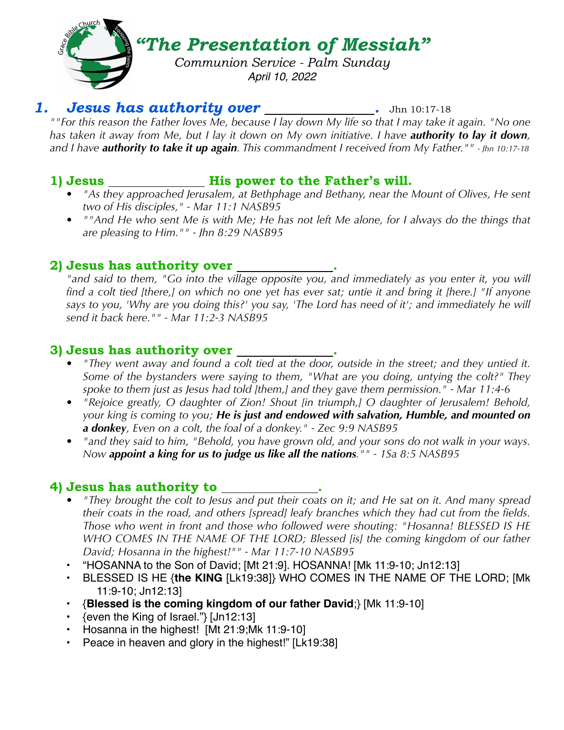# *"The Presentation of Messiah"*

*Communion Service - Palm Sunday*

*April 10, 2022*

## *1. Jesus has authority over ________________.* Jhn 10:17-18

*""For this reason the Father loves Me, because I lay down My life so that I may take it again. "No one has taken it away from Me, but I lay it down on My own initiative. I have **authority to lay it down**, and I have **authority to take it up again**. This commandment I received from My Father."" - Jhn 10:17-18*

### 1) Jesus ________________ His power to the Father's will.

- *"As they approached Jerusalem, at Bethphage and Bethany, near the Mount of Olives, He sent two of His disciples," - Mar 11:1 NASB95*
- *""And He who sent Me is with Me; He has not left Me alone, for I always do the things that are pleasing to Him."" - Jhn 8:29 NASB95*

### 2) Jesus has authority over ________________.

*"and said to them, "Go into the village opposite you, and immediately as you enter it, you will find a colt tied [there,] on which no one yet has ever sat; untie it and bring it [here.] "If anyone says to you, 'Why are you doing this?' you say, 'The Lord has need of it'; and immediately he will send it back here."" - Mar 11:2-3 NASB95*

### 3) Jesus has authority over ________________.

- *"They went away and found a colt tied at the door, outside in the street; and they untied it. Some of the bystanders were saying to them, "What are you doing, untying the colt?" They spoke to them just as Jesus had told [them,] and they gave them permission." - Mar 11:4-6*
- *"Rejoice greatly, O daughter of Zion! Shout [in triumph,] O daughter of Jerusalem! Behold, your king is coming to you; **He is just and endowed with salvation, Humble, and mounted on a donkey**, Even on a colt, the foal of a donkey." - Zec 9:9 NASB95*
- *"and they said to him, "Behold, you have grown old, and your sons do not walk in your ways. Now **appoint a king for us to judge us like all the nations**."" - 1Sa 8:5 NASB95*

### 4) Jesus has authority to ________________.

- *"They brought the colt to Jesus and put their coats on it; and He sat on it. And many spread their coats in the road, and others [spread] leafy branches which they had cut from the fields. Those who went in front and those who followed were shouting: "Hosanna! BLESSED IS HE WHO COMES IN THE NAME OF THE LORD; Blessed [is] the coming kingdom of our father David; Hosanna in the highest!"" - Mar 11:7-10 NASB95*
- "HOSANNA to the Son of David; [Mt 21:9]. HOSANNA! [Mk 11:9-10; Jn12:13]
- BLESSED IS HE {**the KING** [Lk19:38]} WHO COMES IN THE NAME OF THE LORD; [Mk 11:9-10; Jn12:13]
- {**Blessed is the coming kingdom of our father David**;} [Mk 11:9-10]
- {even the King of Israel."} [Jn12:13]
- Hosanna in the highest! [Mt 21:9;Mk 11:9-10]
- Peace in heaven and glory in the highest!" [Lk19:38]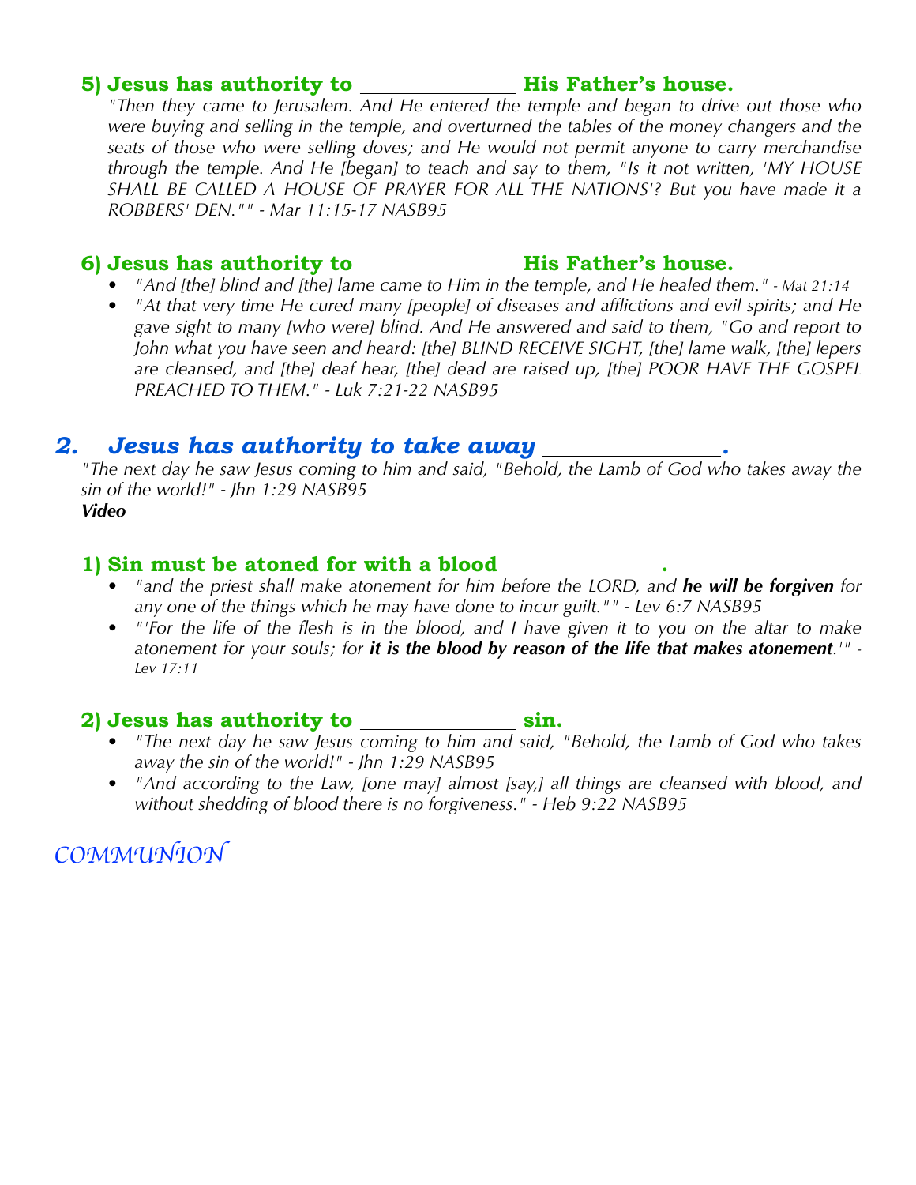### 5) Jesus has authority to _____________ His Father's house.

*"Then they came to Jerusalem. And He entered the temple and began to drive out those who were buying and selling in the temple, and overturned the tables of the money changers and the seats of those who were selling doves; and He would not permit anyone to carry merchandise through the temple. And He [began] to teach and say to them, "Is it not written, 'MY HOUSE SHALL BE CALLED A HOUSE OF PRAYER FOR ALL THE NATIONS'? But you have made it a ROBBERS' DEN."" - Mar 11:15-17 NASB95*

### 6) Jesus has authority to _____________ His Father's house.

- *"And [the] blind and [the] lame came to Him in the temple, and He healed them." - Mat 21:14*
- *"At that very time He cured many [people] of diseases and afflictions and evil spirits; and He gave sight to many [who were] blind. And He answered and said to them, "Go and report to John what you have seen and heard: [the] BLIND RECEIVE SIGHT, [the] lame walk, [the] lepers are cleansed, and [the] deaf hear, [the] dead are raised up, [the] POOR HAVE THE GOSPEL PREACHED TO THEM." - Luk 7:21-22 NASB95*

## *2. Jesus has authority to take away _____________.*

*"The next day he saw Jesus coming to him and said, "Behold, the Lamb of God who takes away the sin of the world!" - Jhn 1:29 NASB95*
***Video***

### 1) Sin must be atoned for with a blood _____________.

- *"and the priest shall make atonement for him before the LORD, and **he will be forgiven** for any one of the things which he may have done to incur guilt."" - Lev 6:7 NASB95*
- *"'For the life of the flesh is in the blood, and I have given it to you on the altar to make atonement for your souls; for **it is the blood by reason of the life that makes atonement**.'" - Lev 17:11*

### 2) Jesus has authority to _____________ sin.

- *"The next day he saw Jesus coming to him and said, "Behold, the Lamb of God who takes away the sin of the world!" - Jhn 1:29 NASB95*
- *"And according to the Law, [one may] almost [say,] all things are cleansed with blood, and without shedding of blood there is no forgiveness." - Heb 9:22 NASB95*

*COMMUNION*